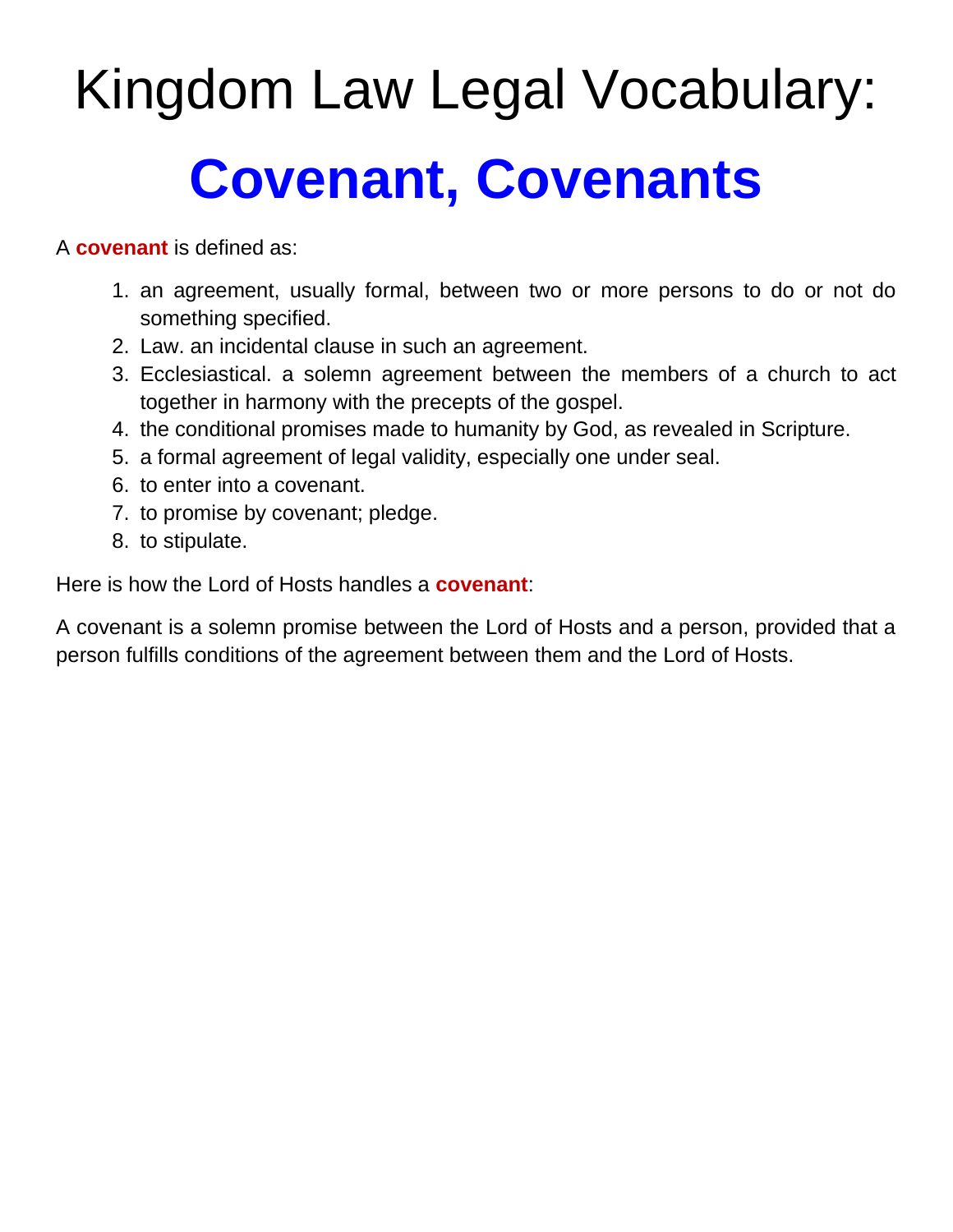# Kingdom Law Legal Vocabulary:

# Covenant, Covenants

A **covenant** is defined as:

1. an agreement, usually formal, between two or more persons to do or not do something specified.
2. Law. an incidental clause in such an agreement.
3. Ecclesiastical. a solemn agreement between the members of a church to act together in harmony with the precepts of the gospel.
4. the conditional promises made to humanity by God, as revealed in Scripture.
5. a formal agreement of legal validity, especially one under seal.
6. to enter into a covenant.
7. to promise by covenant; pledge.
8. to stipulate.

Here is how the Lord of Hosts handles a **covenant**:

A covenant is a solemn promise between the Lord of Hosts and a person, provided that a person fulfills conditions of the agreement between them and the Lord of Hosts.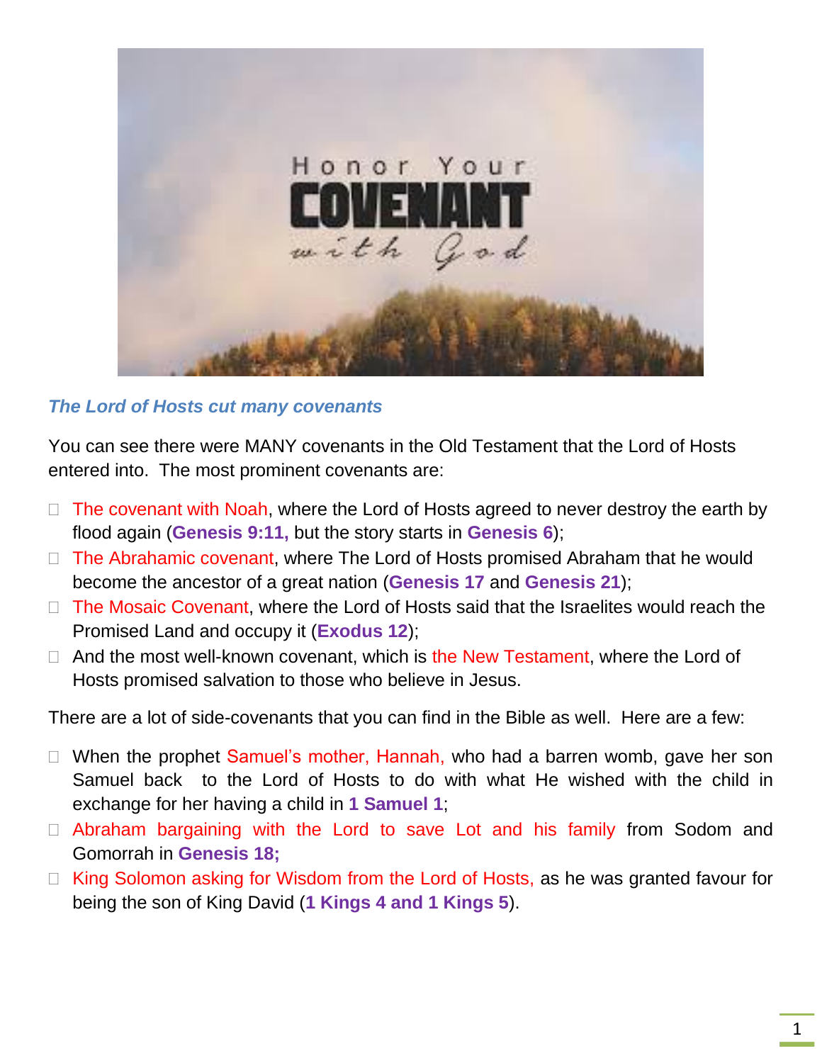*The Lord of Hosts cut many covenants*

You can see there were MANY covenants in the Old Testament that the Lord of Hosts entered into. The most prominent covenants are:

- The covenant with Noah, where the Lord of Hosts agreed to never destroy the earth by flood again (**Genesis 9:11,** but the story starts in **Genesis 6**);
- The Abrahamic covenant, where The Lord of Hosts promised Abraham that he would become the ancestor of a great nation (**Genesis 17** and **Genesis 21**);
- The Mosaic Covenant, where the Lord of Hosts said that the Israelites would reach the Promised Land and occupy it (**Exodus 12**);
- And the most well-known covenant, which is the New Testament, where the Lord of Hosts promised salvation to those who believe in Jesus.

There are a lot of side-covenants that you can find in the Bible as well. Here are a few:

- When the prophet Samuel's mother, Hannah, who had a barren womb, gave her son Samuel back to the Lord of Hosts to do with what He wished with the child in exchange for her having a child in **1 Samuel 1**;
- Abraham bargaining with the Lord to save Lot and his family from Sodom and Gomorrah in **Genesis 18;**
- King Solomon asking for Wisdom from the Lord of Hosts, as he was granted favour for being the son of King David (**1 Kings 4 and 1 Kings 5**).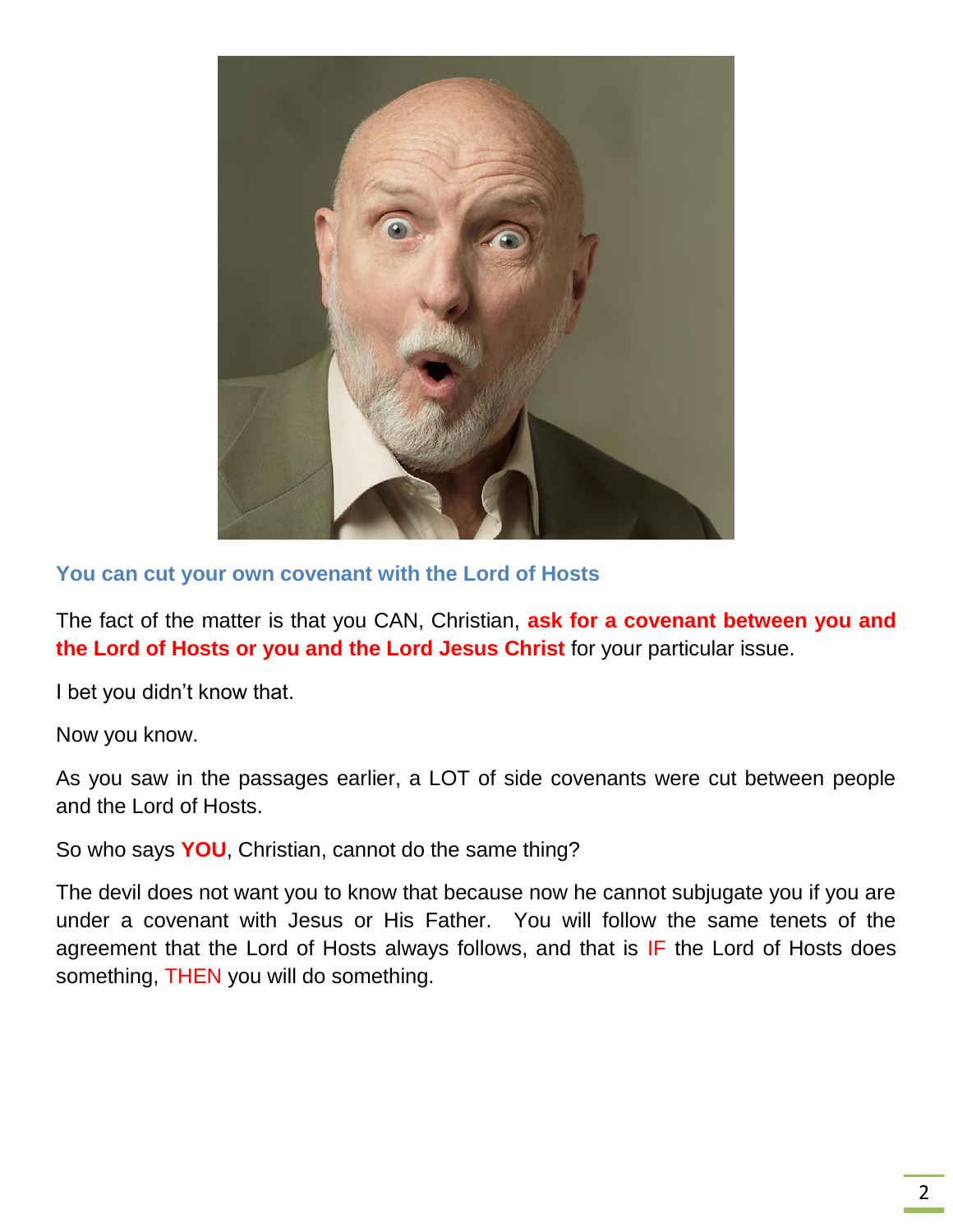## You can cut your own covenant with the Lord of Hosts

The fact of the matter is that you CAN, Christian, **ask for a covenant between you and the Lord of Hosts or you and the Lord Jesus Christ** for your particular issue.

I bet you didn't know that.

Now you know.

As you saw in the passages earlier, a LOT of side covenants were cut between people and the Lord of Hosts.

So who says **YOU**, Christian, cannot do the same thing?

The devil does not want you to know that because now he cannot subjugate you if you are under a covenant with Jesus or His Father. You will follow the same tenets of the agreement that the Lord of Hosts always follows, and that is IF the Lord of Hosts does something, THEN you will do something.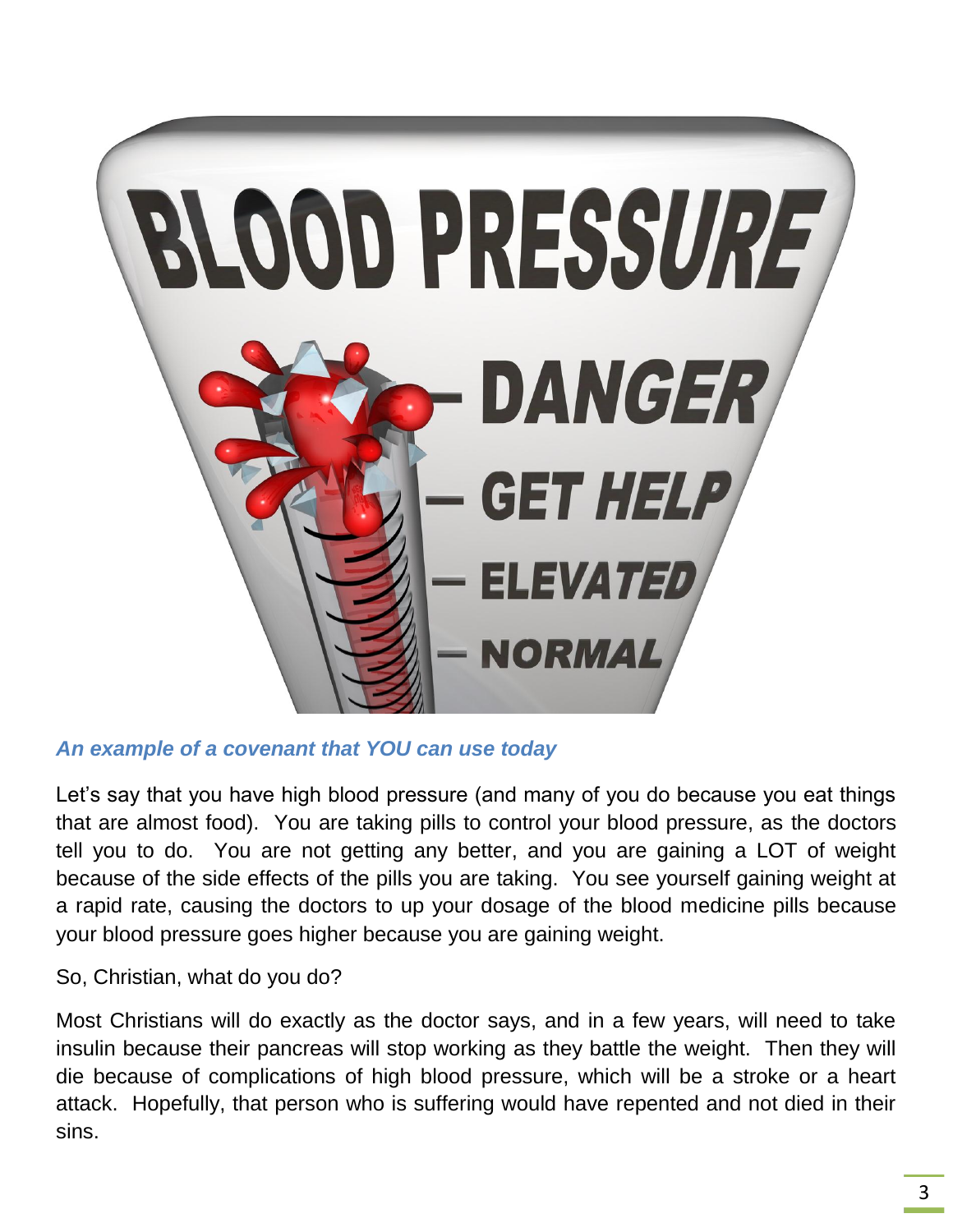### *An example of a covenant that YOU can use today*

Let's say that you have high blood pressure (and many of you do because you eat things that are almost food). You are taking pills to control your blood pressure, as the doctors tell you to do. You are not getting any better, and you are gaining a LOT of weight because of the side effects of the pills you are taking. You see yourself gaining weight at a rapid rate, causing the doctors to up your dosage of the blood medicine pills because your blood pressure goes higher because you are gaining weight.

So, Christian, what do you do?

Most Christians will do exactly as the doctor says, and in a few years, will need to take insulin because their pancreas will stop working as they battle the weight. Then they will die because of complications of high blood pressure, which will be a stroke or a heart attack. Hopefully, that person who is suffering would have repented and not died in their sins.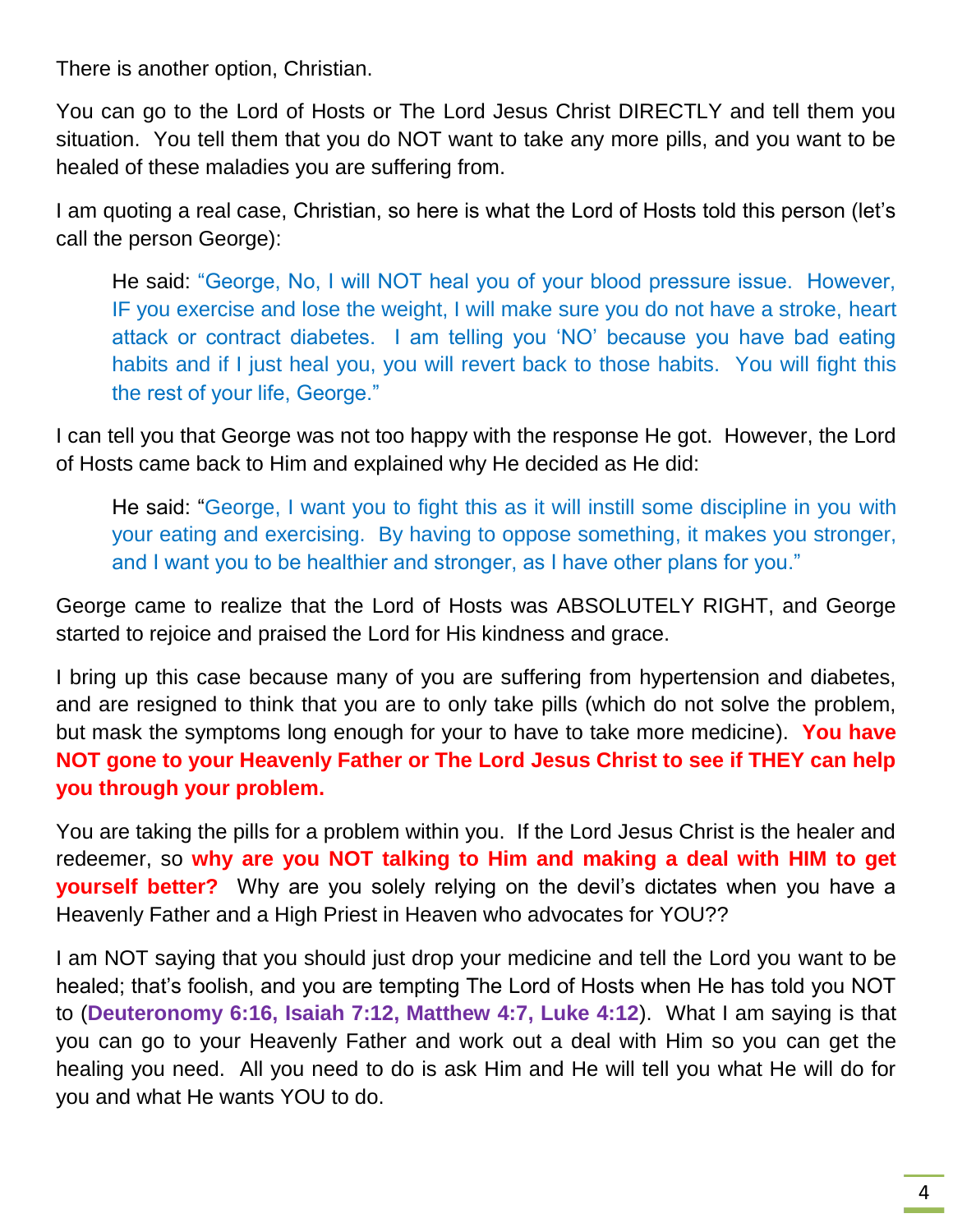There is another option, Christian.

You can go to the Lord of Hosts or The Lord Jesus Christ DIRECTLY and tell them you situation. You tell them that you do NOT want to take any more pills, and you want to be healed of these maladies you are suffering from.

I am quoting a real case, Christian, so here is what the Lord of Hosts told this person (let's call the person George):

> He said: "George, No, I will NOT heal you of your blood pressure issue. However, IF you exercise and lose the weight, I will make sure you do not have a stroke, heart attack or contract diabetes. I am telling you 'NO' because you have bad eating habits and if I just heal you, you will revert back to those habits. You will fight this the rest of your life, George."

I can tell you that George was not too happy with the response He got. However, the Lord of Hosts came back to Him and explained why He decided as He did:

> He said: "George, I want you to fight this as it will instill some discipline in you with your eating and exercising. By having to oppose something, it makes you stronger, and I want you to be healthier and stronger, as I have other plans for you."

George came to realize that the Lord of Hosts was ABSOLUTELY RIGHT, and George started to rejoice and praised the Lord for His kindness and grace.

I bring up this case because many of you are suffering from hypertension and diabetes, and are resigned to think that you are to only take pills (which do not solve the problem, but mask the symptoms long enough for your to have to take more medicine). **You have NOT gone to your Heavenly Father or The Lord Jesus Christ to see if THEY can help you through your problem.**

You are taking the pills for a problem within you. If the Lord Jesus Christ is the healer and redeemer, so **why are you NOT talking to Him and making a deal with HIM to get yourself better?** Why are you solely relying on the devil's dictates when you have a Heavenly Father and a High Priest in Heaven who advocates for YOU??

I am NOT saying that you should just drop your medicine and tell the Lord you want to be healed; that's foolish, and you are tempting The Lord of Hosts when He has told you NOT to (**Deuteronomy 6:16, Isaiah 7:12, Matthew 4:7, Luke 4:12**). What I am saying is that you can go to your Heavenly Father and work out a deal with Him so you can get the healing you need. All you need to do is ask Him and He will tell you what He will do for you and what He wants YOU to do.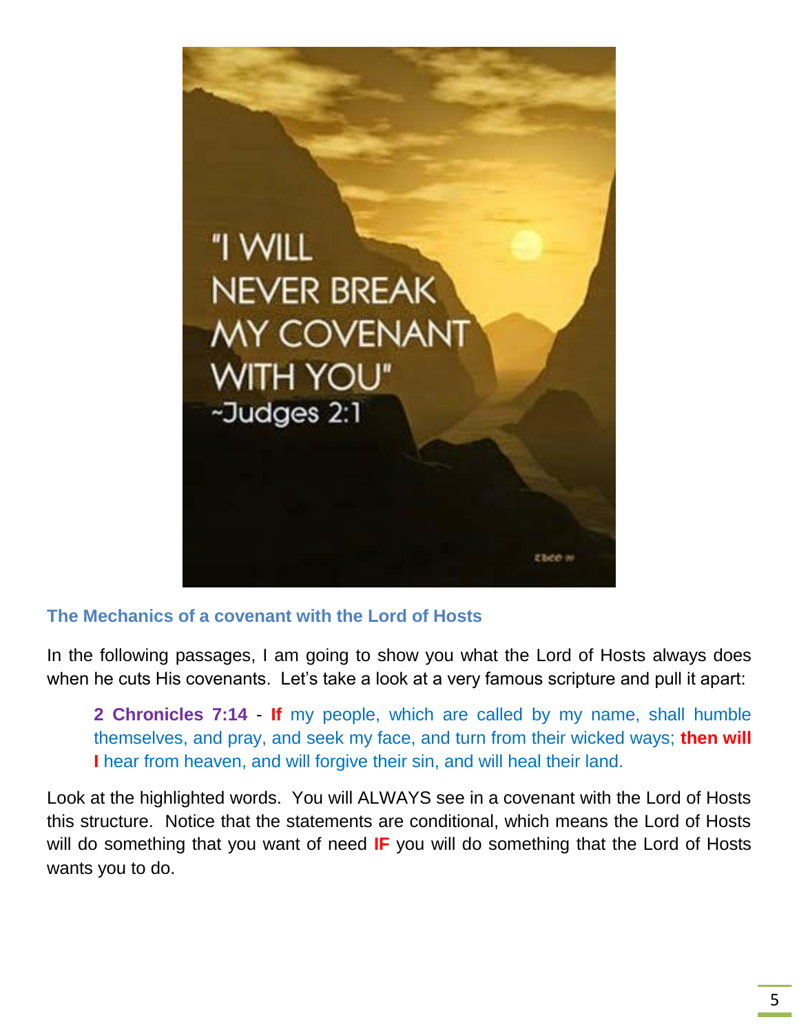### The Mechanics of a covenant with the Lord of Hosts

In the following passages, I am going to show you what the Lord of Hosts always does when he cuts His covenants. Let's take a look at a very famous scripture and pull it apart:

> **2 Chronicles 7:14** - **If** my people, which are called by my name, shall humble themselves, and pray, and seek my face, and turn from their wicked ways; **then will I** hear from heaven, and will forgive their sin, and will heal their land.

Look at the highlighted words. You will ALWAYS see in a covenant with the Lord of Hosts this structure. Notice that the statements are conditional, which means the Lord of Hosts will do something that you want of need **IF** you will do something that the Lord of Hosts wants you to do.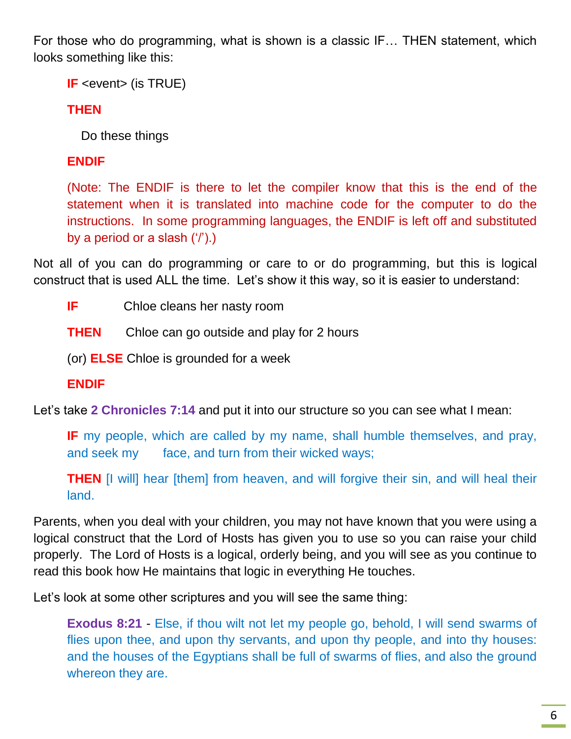For those who do programming, what is shown is a classic IF… THEN statement, which looks something like this:

> **IF** <event> (is TRUE)
>
> **THEN**
>
> Do these things
>
> **ENDIF**
>
> (Note: The ENDIF is there to let the compiler know that this is the end of the statement when it is translated into machine code for the computer to do the instructions. In some programming languages, the ENDIF is left off and substituted by a period or a slash (‘/’).)

Not all of you can do programming or care to or do programming, but this is logical construct that is used ALL the time. Let’s show it this way, so it is easier to understand:

> **IF** Chloe cleans her nasty room
>
> **THEN** Chloe can go outside and play for 2 hours
>
> (or) **ELSE** Chloe is grounded for a week
>
> **ENDIF**

Let’s take **2 Chronicles 7:14** and put it into our structure so you can see what I mean:

> **IF** my people, which are called by my name, shall humble themselves, and pray, and seek my face, and turn from their wicked ways;
>
> **THEN** [I will] hear [them] from heaven, and will forgive their sin, and will heal their land.

Parents, when you deal with your children, you may not have known that you were using a logical construct that the Lord of Hosts has given you to use so you can raise your child properly. The Lord of Hosts is a logical, orderly being, and you will see as you continue to read this book how He maintains that logic in everything He touches.

Let’s look at some other scriptures and you will see the same thing:

> **Exodus 8:21** - Else, if thou wilt not let my people go, behold, I will send swarms of flies upon thee, and upon thy servants, and upon thy people, and into thy houses: and the houses of the Egyptians shall be full of swarms of flies, and also the ground whereon they are.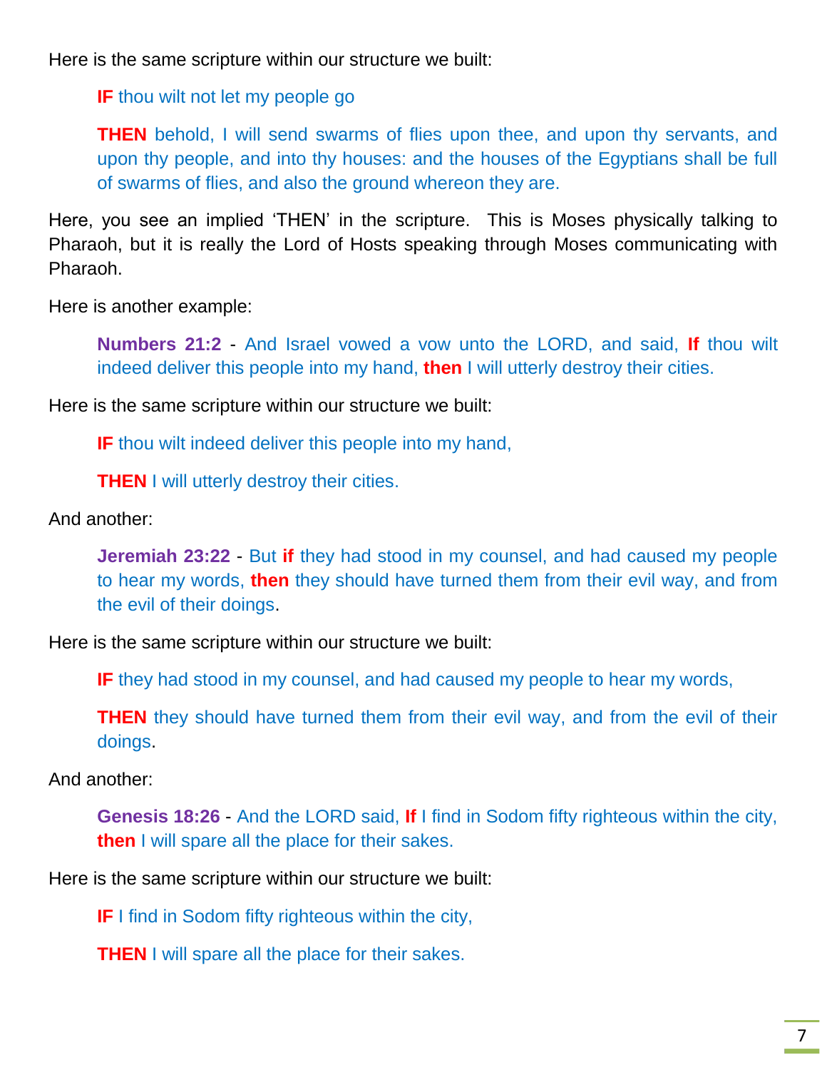Here is the same scripture within our structure we built:

> **IF** thou wilt not let my people go
>
> **THEN** behold, I will send swarms of flies upon thee, and upon thy servants, and upon thy people, and into thy houses: and the houses of the Egyptians shall be full of swarms of flies, and also the ground whereon they are.

Here, you see an implied 'THEN' in the scripture. This is Moses physically talking to Pharaoh, but it is really the Lord of Hosts speaking through Moses communicating with Pharaoh.

Here is another example:

> **Numbers 21:2** - And Israel vowed a vow unto the LORD, and said, **If** thou wilt indeed deliver this people into my hand, **then** I will utterly destroy their cities.

Here is the same scripture within our structure we built:

> **IF** thou wilt indeed deliver this people into my hand,
>
> **THEN** I will utterly destroy their cities.

And another:

> **Jeremiah 23:22** - But **if** they had stood in my counsel, and had caused my people to hear my words, **then** they should have turned them from their evil way, and from the evil of their doings.

Here is the same scripture within our structure we built:

> **IF** they had stood in my counsel, and had caused my people to hear my words,
>
> **THEN** they should have turned them from their evil way, and from the evil of their doings.

And another:

> **Genesis 18:26** - And the LORD said, **If** I find in Sodom fifty righteous within the city, **then** I will spare all the place for their sakes.

Here is the same scripture within our structure we built:

> **IF** I find in Sodom fifty righteous within the city,
>
> **THEN** I will spare all the place for their sakes.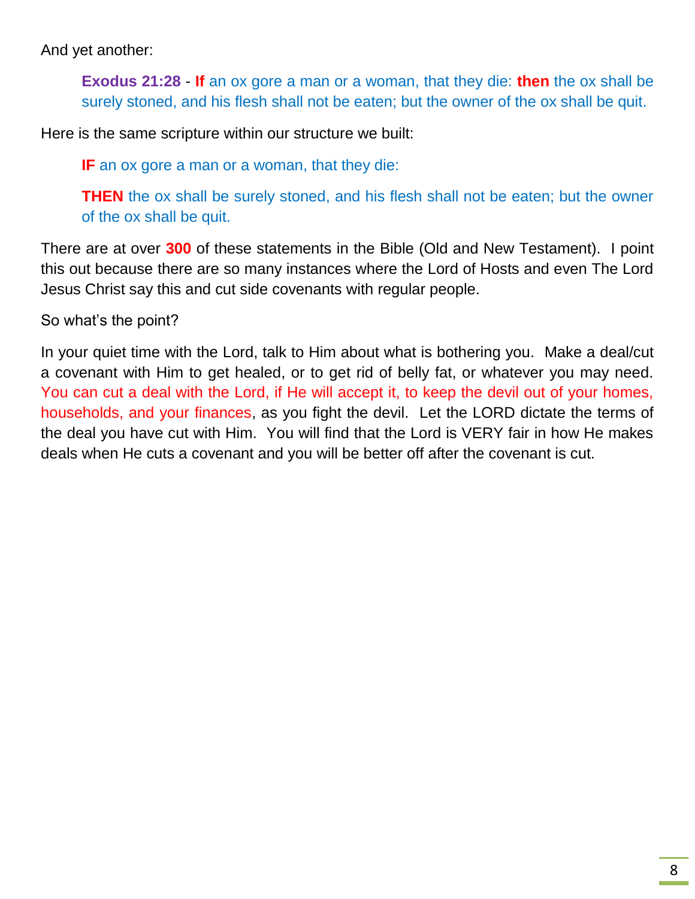And yet another:

> **Exodus 21:28** - **If** an ox gore a man or a woman, that they die: **then** the ox shall be surely stoned, and his flesh shall not be eaten; but the owner of the ox shall be quit.

Here is the same scripture within our structure we built:

> **IF** an ox gore a man or a woman, that they die:
>
> **THEN** the ox shall be surely stoned, and his flesh shall not be eaten; but the owner of the ox shall be quit.

There are at over **300** of these statements in the Bible (Old and New Testament). I point this out because there are so many instances where the Lord of Hosts and even The Lord Jesus Christ say this and cut side covenants with regular people.

So what's the point?

In your quiet time with the Lord, talk to Him about what is bothering you. Make a deal/cut a covenant with Him to get healed, or to get rid of belly fat, or whatever you may need. You can cut a deal with the Lord, if He will accept it, to keep the devil out of your homes, households, and your finances, as you fight the devil. Let the LORD dictate the terms of the deal you have cut with Him. You will find that the Lord is VERY fair in how He makes deals when He cuts a covenant and you will be better off after the covenant is cut.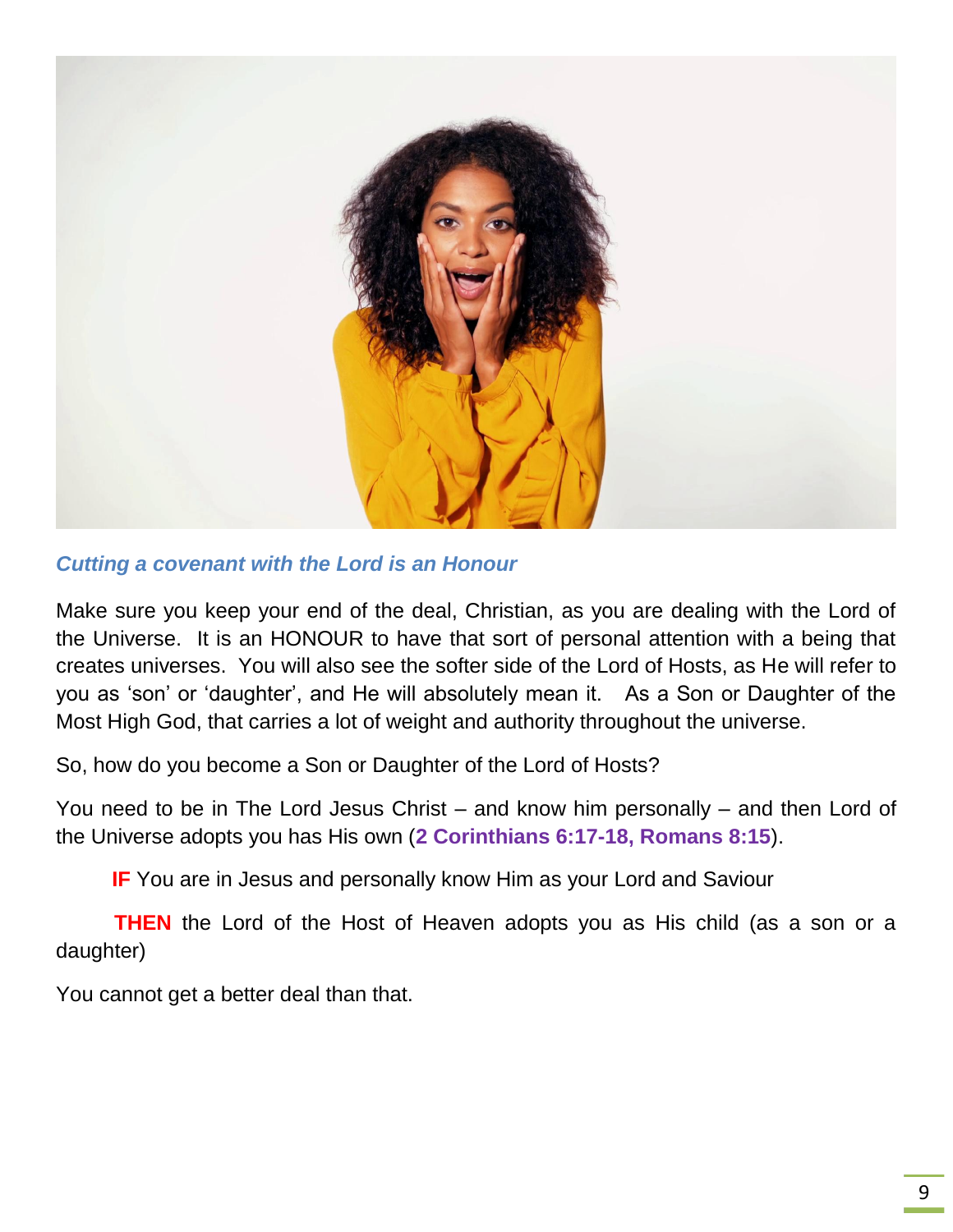***Cutting a covenant with the Lord is an Honour***

Make sure you keep your end of the deal, Christian, as you are dealing with the Lord of the Universe. It is an HONOUR to have that sort of personal attention with a being that creates universes. You will also see the softer side of the Lord of Hosts, as He will refer to you as 'son' or 'daughter', and He will absolutely mean it. As a Son or Daughter of the Most High God, that carries a lot of weight and authority throughout the universe.

So, how do you become a Son or Daughter of the Lord of Hosts?

You need to be in The Lord Jesus Christ – and know him personally – and then Lord of the Universe adopts you has His own (**2 Corinthians 6:17-18, Romans 8:15**).

**IF** You are in Jesus and personally know Him as your Lord and Saviour

**THEN** the Lord of the Host of Heaven adopts you as His child (as a son or a daughter)

You cannot get a better deal than that.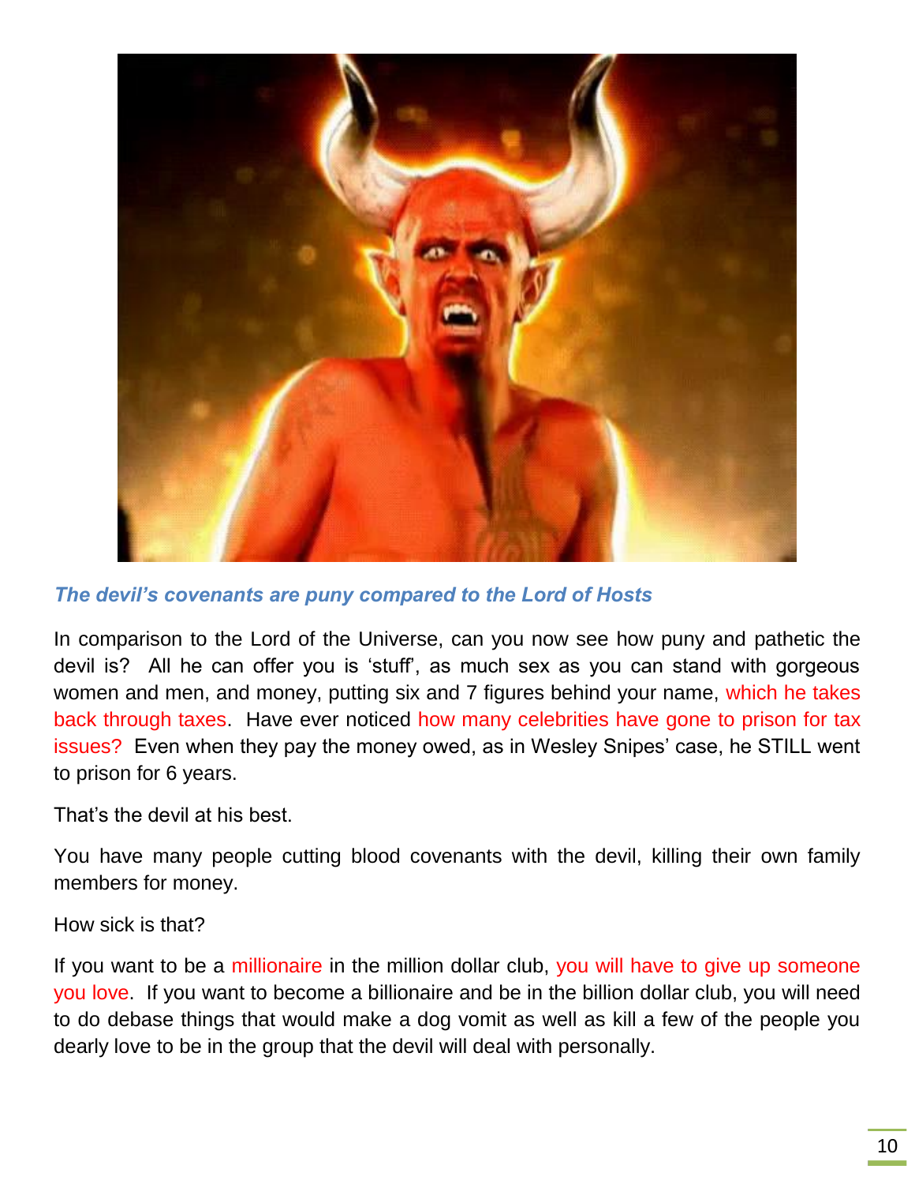### *The devil's covenants are puny compared to the Lord of Hosts*

In comparison to the Lord of the Universe, can you now see how puny and pathetic the devil is? All he can offer you is 'stuff', as much sex as you can stand with gorgeous women and men, and money, putting six and 7 figures behind your name, which he takes back through taxes. Have ever noticed how many celebrities have gone to prison for tax issues? Even when they pay the money owed, as in Wesley Snipes' case, he STILL went to prison for 6 years.

That's the devil at his best.

You have many people cutting blood covenants with the devil, killing their own family members for money.

How sick is that?

If you want to be a millionaire in the million dollar club, you will have to give up someone you love. If you want to become a billionaire and be in the billion dollar club, you will need to do debase things that would make a dog vomit as well as kill a few of the people you dearly love to be in the group that the devil will deal with personally.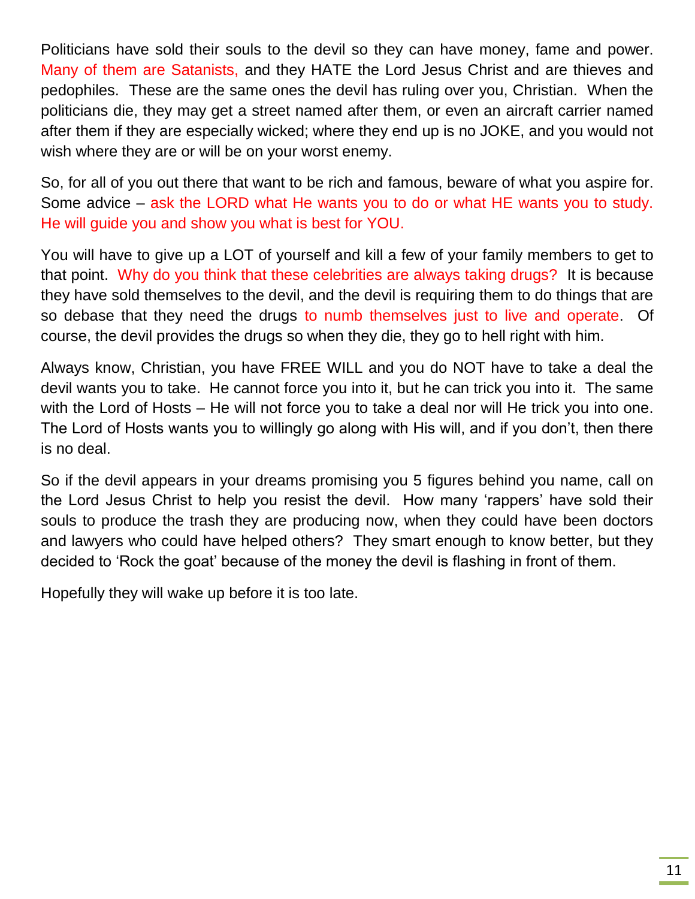Politicians have sold their souls to the devil so they can have money, fame and power. Many of them are Satanists, and they HATE the Lord Jesus Christ and are thieves and pedophiles. These are the same ones the devil has ruling over you, Christian. When the politicians die, they may get a street named after them, or even an aircraft carrier named after them if they are especially wicked; where they end up is no JOKE, and you would not wish where they are or will be on your worst enemy.

So, for all of you out there that want to be rich and famous, beware of what you aspire for. Some advice – ask the LORD what He wants you to do or what HE wants you to study. He will guide you and show you what is best for YOU.

You will have to give up a LOT of yourself and kill a few of your family members to get to that point. Why do you think that these celebrities are always taking drugs? It is because they have sold themselves to the devil, and the devil is requiring them to do things that are so debase that they need the drugs to numb themselves just to live and operate. Of course, the devil provides the drugs so when they die, they go to hell right with him.

Always know, Christian, you have FREE WILL and you do NOT have to take a deal the devil wants you to take. He cannot force you into it, but he can trick you into it. The same with the Lord of Hosts – He will not force you to take a deal nor will He trick you into one. The Lord of Hosts wants you to willingly go along with His will, and if you don't, then there is no deal.

So if the devil appears in your dreams promising you 5 figures behind you name, call on the Lord Jesus Christ to help you resist the devil. How many 'rappers' have sold their souls to produce the trash they are producing now, when they could have been doctors and lawyers who could have helped others? They smart enough to know better, but they decided to 'Rock the goat' because of the money the devil is flashing in front of them.

Hopefully they will wake up before it is too late.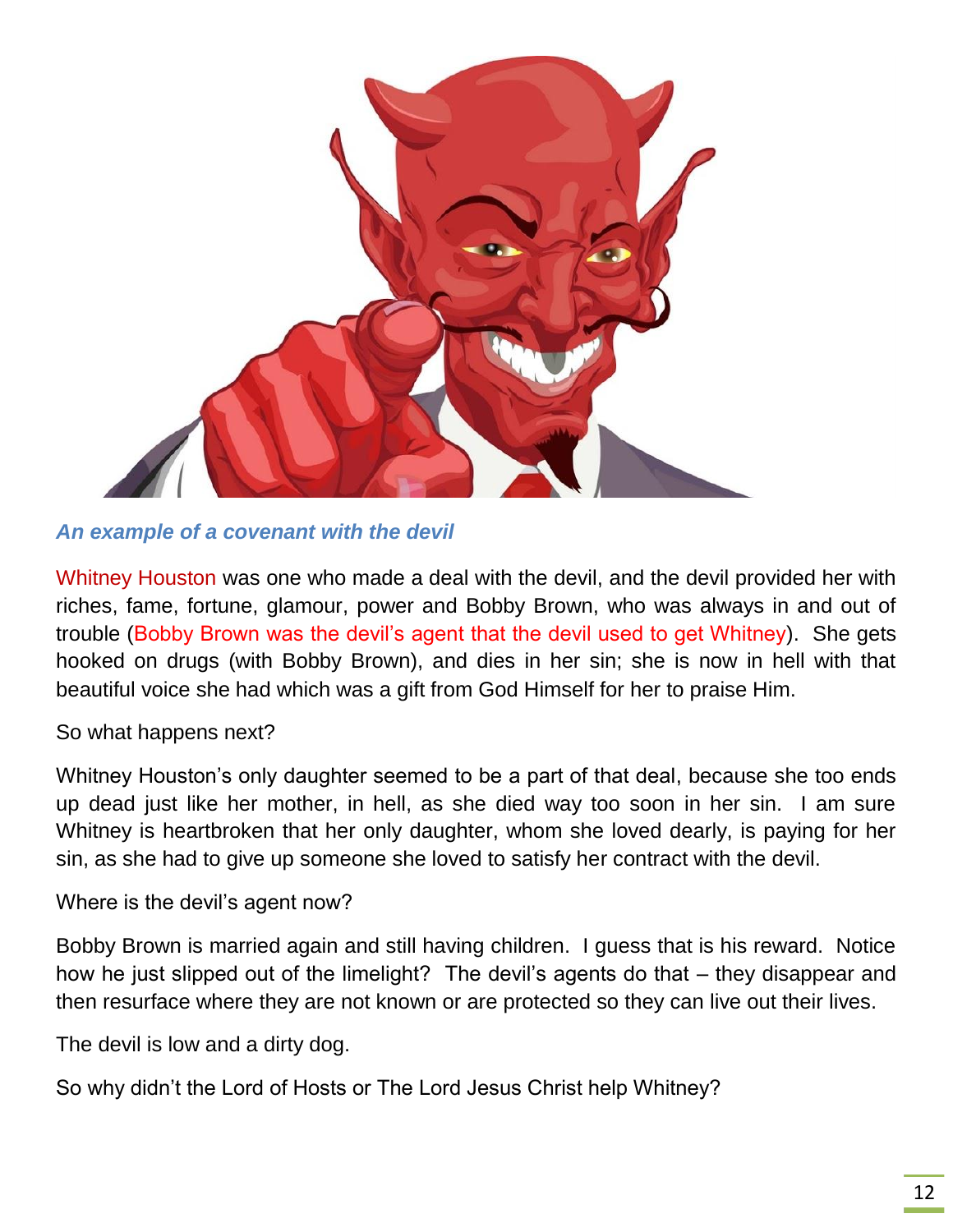*An example of a covenant with the devil*

Whitney Houston was one who made a deal with the devil, and the devil provided her with riches, fame, fortune, glamour, power and Bobby Brown, who was always in and out of trouble (Bobby Brown was the devil's agent that the devil used to get Whitney). She gets hooked on drugs (with Bobby Brown), and dies in her sin; she is now in hell with that beautiful voice she had which was a gift from God Himself for her to praise Him.

So what happens next?

Whitney Houston's only daughter seemed to be a part of that deal, because she too ends up dead just like her mother, in hell, as she died way too soon in her sin. I am sure Whitney is heartbroken that her only daughter, whom she loved dearly, is paying for her sin, as she had to give up someone she loved to satisfy her contract with the devil.

Where is the devil's agent now?

Bobby Brown is married again and still having children. I guess that is his reward. Notice how he just slipped out of the limelight? The devil's agents do that – they disappear and then resurface where they are not known or are protected so they can live out their lives.

The devil is low and a dirty dog.

So why didn't the Lord of Hosts or The Lord Jesus Christ help Whitney?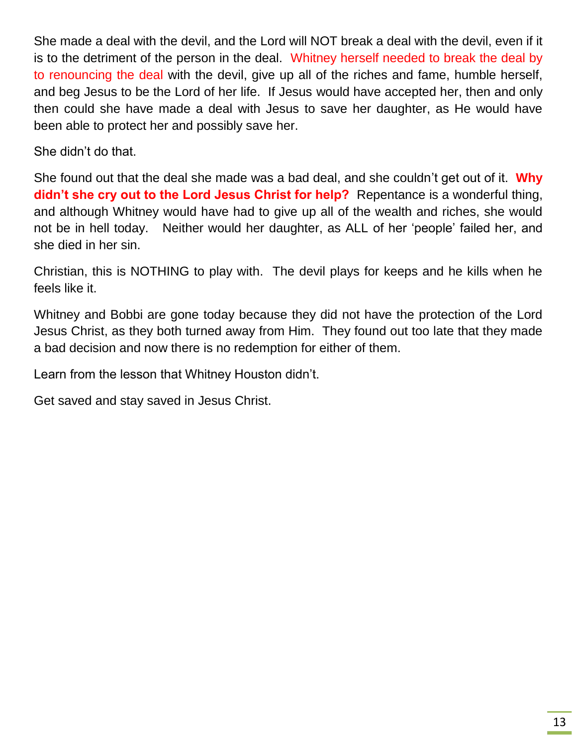She made a deal with the devil, and the Lord will NOT break a deal with the devil, even if it is to the detriment of the person in the deal. Whitney herself needed to break the deal by to renouncing the deal with the devil, give up all of the riches and fame, humble herself, and beg Jesus to be the Lord of her life. If Jesus would have accepted her, then and only then could she have made a deal with Jesus to save her daughter, as He would have been able to protect her and possibly save her.

She didn't do that.

She found out that the deal she made was a bad deal, and she couldn't get out of it. **Why didn't she cry out to the Lord Jesus Christ for help?** Repentance is a wonderful thing, and although Whitney would have had to give up all of the wealth and riches, she would not be in hell today. Neither would her daughter, as ALL of her 'people' failed her, and she died in her sin.

Christian, this is NOTHING to play with. The devil plays for keeps and he kills when he feels like it.

Whitney and Bobbi are gone today because they did not have the protection of the Lord Jesus Christ, as they both turned away from Him. They found out too late that they made a bad decision and now there is no redemption for either of them.

Learn from the lesson that Whitney Houston didn't.

Get saved and stay saved in Jesus Christ.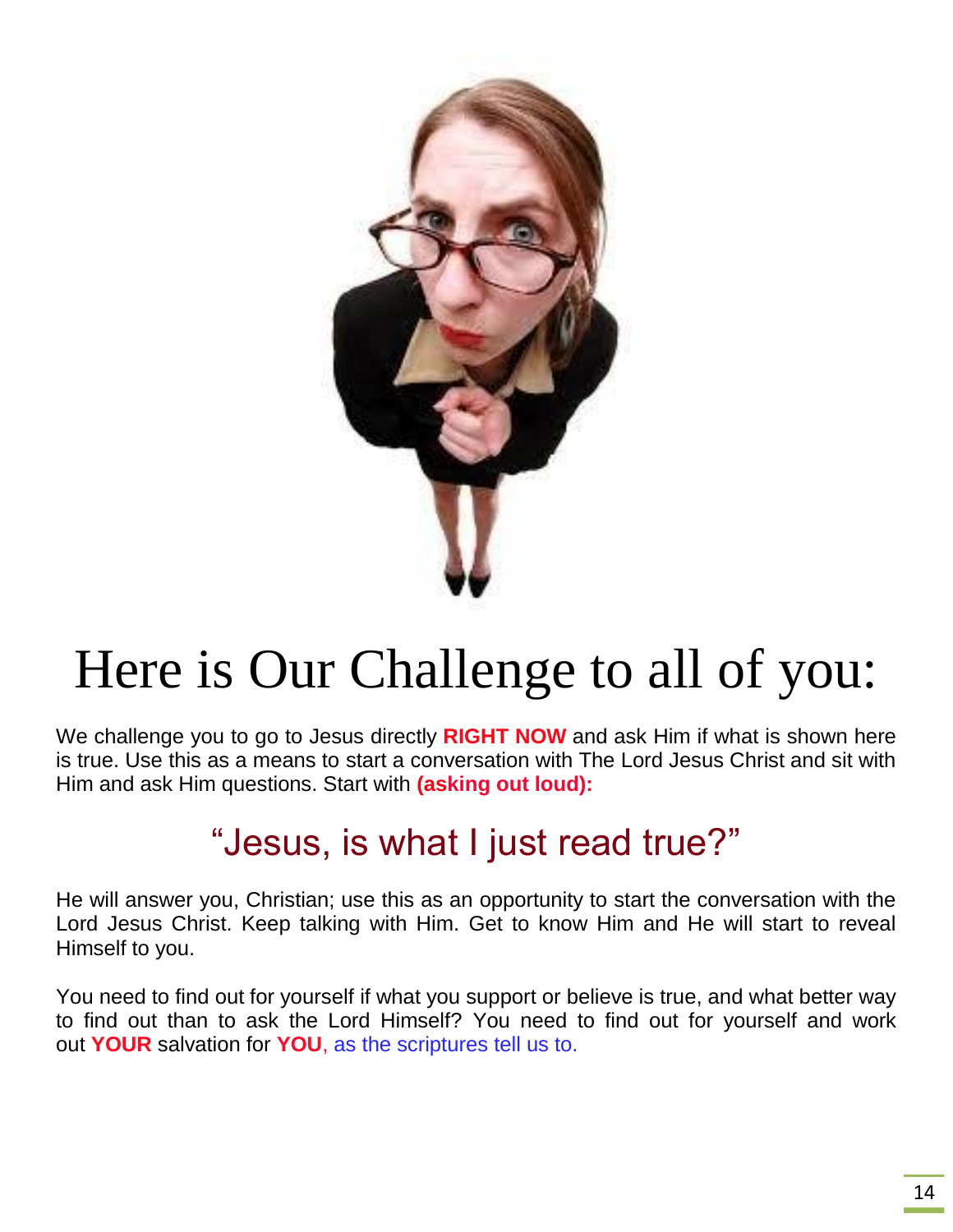# Here is Our Challenge to all of you:

We challenge you to go to Jesus directly **RIGHT NOW** and ask Him if what is shown here is true. Use this as a means to start a conversation with The Lord Jesus Christ and sit with Him and ask Him questions. Start with **(asking out loud):**

## "Jesus, is what I just read true?"

He will answer you, Christian; use this as an opportunity to start the conversation with the Lord Jesus Christ. Keep talking with Him. Get to know Him and He will start to reveal Himself to you.

You need to find out for yourself if what you support or believe is true, and what better way to find out than to ask the Lord Himself? You need to find out for yourself and work out **YOUR** salvation for **YOU**, as the scriptures tell us to.